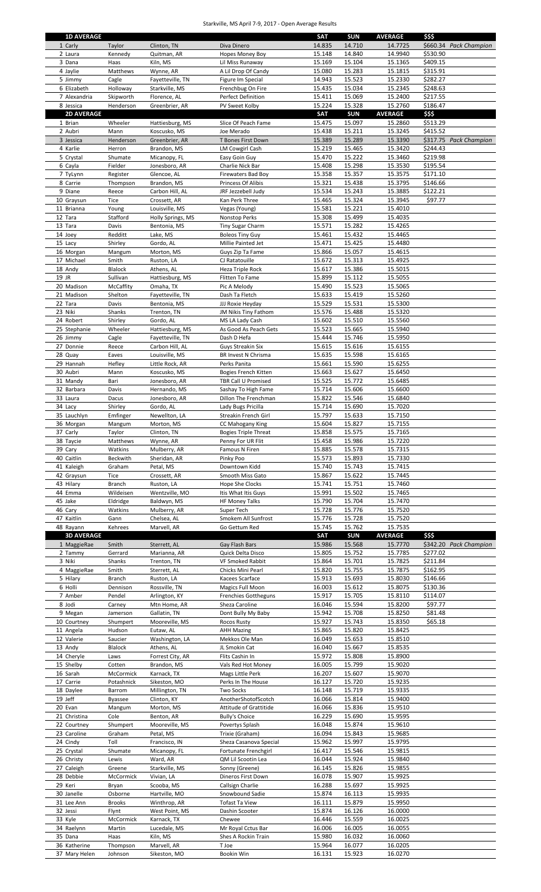Starkville, MS April 7-9, 2017 - Open Average Results

| 1D AVERAGE | | | | SAT | SUN | AVERAGE | $$$ |
|---|---|---|---|---|---|---|---|
| 1 Carly | Taylor | Clinton, TN | Diva Dinero | 14.835 | 14.710 | 14.7725 | $660.34 *Pack Champion* |
| 2 Laura | Kennedy | Quitman, AR | Hopes Money Boy | 15.148 | 14.840 | 14.9940 | $530.90 |
| 3 Dana | Haas | Kiln, MS | Lil Miss Runaway | 15.169 | 15.104 | 15.1365 | $409.15 |
| 4 Jaylie | Matthews | Wynne, AR | A Lil Drop Of Candy | 15.080 | 15.283 | 15.1815 | $315.91 |
| 5 Jimmy | Cagle | Fayetteville, TN | Figure Im Special | 14.943 | 15.523 | 15.2330 | $282.27 |
| 6 Elizabeth | Holloway | Starkville, MS | Frenchbug On Fire | 15.435 | 15.034 | 15.2345 | $248.63 |
| 7 Alexandria | Skipworth | Florence, AL | Perfect Definition | 15.411 | 15.069 | 15.2400 | $217.55 |
| 8 Jessica | Henderson | Greenbrier, AR | PV Sweet Kolby | 15.224 | 15.328 | 15.2760 | $186.47 |
| **2D AVERAGE** | | | | **SAT** | **SUN** | **AVERAGE** | **$$$** |
| 1 Brian | Wheeler | Hattiesburg, MS | Slice Of Peach Fame | 15.475 | 15.097 | 15.2860 | $513.29 |
| 2 Aubri | Mann | Koscusko, MS | Joe Merado | 15.438 | 15.211 | 15.3245 | $415.52 |
| 3 Jessica | Henderson | Greenbrier, AR | T Bones First Down | 15.389 | 15.289 | 15.3390 | $317.75 *Pack Champion* |
| 4 Karlie | Herron | Brandon, MS | LM Cowgirl Cash | 15.219 | 15.465 | 15.3420 | $244.43 |
| 5 Crystal | Shumate | Micanopy, FL | Easy Goin Guy | 15.470 | 15.222 | 15.3460 | $219.98 |
| 6 Cayla | Fielder | Jonesboro, AR | Charlie Nick Bar | 15.408 | 15.298 | 15.3530 | $195.54 |
| 7 TyLynn | Register | Glencoe, AL | Firewaters Bad Boy | 15.358 | 15.357 | 15.3575 | $171.10 |
| 8 Carrie | Thompson | Brandon, MS | Princess Of Alibis | 15.321 | 15.438 | 15.3795 | $146.66 |
| 9 Diane | Reece | Carbon Hill, AL | JRF Jezzebell Judy | 15.534 | 15.243 | 15.3885 | $122.21 |
| 10 Graysun | Tice | Crossett, AR | Kan Perk Three | 15.465 | 15.324 | 15.3945 | $97.77 |
| 11 Brianna | Young | Louisville, MS | Vegas (Young) | 15.581 | 15.221 | 15.4010 | |
| 12 Tara | Stafford | Holly Springs, MS | Nonstop Perks | 15.308 | 15.499 | 15.4035 | |
| 13 Tara | Davis | Bentonia, MS | Tiny Sugar Charm | 15.571 | 15.282 | 15.4265 | |
| 14 Joey | Redditt | Lake, MS | Boleos Tiny Guy | 15.461 | 15.432 | 15.4465 | |
| 15 Lacy | Shirley | Gordo, AL | Millie Painted Jet | 15.471 | 15.425 | 15.4480 | |
| 16 Morgan | Mangum | Morton, MS | Guys Zip Ta Fame | 15.866 | 15.057 | 15.4615 | |
| 17 Michael | Smith | Ruston, LA | CJ Ratatouille | 15.672 | 15.313 | 15.4925 | |
| 18 Andy | Blalock | Athens, AL | Heza Triple Rock | 15.617 | 15.386 | 15.5015 | |
| 19 JR | Sullivan | Hattiesburg, MS | Flitten To Fame | 15.899 | 15.112 | 15.5055 | |
| 20 Madison | McCaffity | Omaha, TX | Pic A Melody | 15.490 | 15.523 | 15.5065 | |
| 21 Madison | Shelton | Fayetteville, TN | Dash Ta Fletch | 15.633 | 15.419 | 15.5260 | |
| 22 Tara | Davis | Bentonia, MS | JJJ Roxie Heyday | 15.529 | 15.531 | 15.5300 | |
| 23 Niki | Shanks | Trenton, TN | JM Nikis Tiny Fathom | 15.576 | 15.488 | 15.5320 | |
| 24 Robert | Shirley | Gordo, AL | MS LA Lady Cash | 15.602 | 15.510 | 15.5560 | |
| 25 Stephanie | Wheeler | Hattiesburg, MS | As Good As Peach Gets | 15.523 | 15.665 | 15.5940 | |
| 26 Jimmy | Cagle | Fayetteville, TN | Dash D Hefa | 15.444 | 15.746 | 15.5950 | |
| 27 Donnie | Reece | Carbon Hill, AL | Guys Streakin Six | 15.615 | 15.616 | 15.6155 | |
| 28 Quay | Eaves | Louisville, MS | BR Invest N Chrisma | 15.635 | 15.598 | 15.6165 | |
| 29 Hannah | Hefley | Little Rock, AR | Perks Panita | 15.661 | 15.590 | 15.6255 | |
| 30 Aubri | Mann | Koscusko, MS | Bogies French Kitten | 15.663 | 15.627 | 15.6450 | |
| 31 Mandy | Bari | Jonesboro, AR | TBR Call U Promised | 15.525 | 15.772 | 15.6485 | |
| 32 Barbara | Davis | Hernando, MS | Sashay To High Fame | 15.714 | 15.606 | 15.6600 | |
| 33 Laura | Dacus | Jonesboro, AR | Dillon The Frenchman | 15.822 | 15.546 | 15.6840 | |
| 34 Lacy | Shirley | Gordo, AL | Lady Bugs Pricilla | 15.714 | 15.690 | 15.7020 | |
| 35 Lauchlyn | Emfinger | Newellton, LA | Streakin French Girl | 15.797 | 15.633 | 15.7150 | |
| 36 Morgan | Mangum | Morton, MS | CC Mahogany King | 15.604 | 15.827 | 15.7155 | |
| 37 Carly | Taylor | Clinton, TN | Bogies Triple Threat | 15.858 | 15.575 | 15.7165 | |
| 38 Taycie | Matthews | Wynne, AR | Penny For UR Flit | 15.458 | 15.986 | 15.7220 | |
| 39 Cary | Watkins | Mulberry, AR | Famous N Firen | 15.885 | 15.578 | 15.7315 | |
| 40 Caitlin | Beckwith | Sheridan, AR | Pinky Poo | 15.573 | 15.893 | 15.7330 | |
| 41 Kaleigh | Graham | Petal, MS | Downtown Kidd | 15.740 | 15.743 | 15.7415 | |
| 42 Graysun | Tice | Crossett, AR | Smooth Miss Gato | 15.867 | 15.622 | 15.7445 | |
| 43 Hilary | Branch | Ruston, LA | Hope She Clocks | 15.741 | 15.751 | 15.7460 | |
| 44 Emma | Wildeisen | Wentzville, MO | Itis What Itis Guys | 15.991 | 15.502 | 15.7465 | |
| 45 Jake | Eldridge | Baldwyn, MS | HF Money Talks | 15.790 | 15.704 | 15.7470 | |
| 46 Cary | Watkins | Mulberry, AR | Super Tech | 15.728 | 15.776 | 15.7520 | |
| 47 Kaitlin | Gann | Chelsea, AL | Smokem All Sunfrost | 15.776 | 15.728 | 15.7520 | |
| 48 Rayann | Kehrees | Marvell, AR | Go Gettum Red | 15.745 | 15.762 | 15.7535 | |
| **3D AVERAGE** | | | | **SAT** | **SUN** | **AVERAGE** | **$$$** |
| 1 MaggieRae | Smith | Sterrett, AL | Gay Flash Bars | 15.986 | 15.568 | 15.7770 | $342.20 *Pack Champion* |
| 2 Tammy | Gerrard | Marianna, AR | Quick Delta Disco | 15.805 | 15.752 | 15.7785 | $277.02 |
| 3 Niki | Shanks | Trenton, TN | VF Smoked Rabbit | 15.864 | 15.701 | 15.7825 | $211.84 |
| 4 MaggieRae | Smith | Sterrett, AL | Chicks Mini Pearl | 15.820 | 15.755 | 15.7875 | $162.95 |
| 5 Hilary | Branch | Ruston, LA | Kacees Scarface | 15.913 | 15.693 | 15.8030 | $146.66 |
| 6 Holli | Dennison | Rossville, TN | Magics Full Moon | 16.003 | 15.612 | 15.8075 | $130.36 |
| 7 Amber | Pendel | Arlington, KY | Frenchies Gottheguns | 15.917 | 15.705 | 15.8110 | $114.07 |
| 8 Jodi | Carney | Mtn Home, AR | Sheza Caroline | 16.046 | 15.594 | 15.8200 | $97.77 |
| 9 Megan | Jamerson | Gallatin, TN | Dont Bully My Baby | 15.942 | 15.708 | 15.8250 | $81.48 |
| 10 Courtney | Shumpert | Mooreville, MS | Rocos Rusty | 15.927 | 15.743 | 15.8350 | $65.18 |
| 11 Angela | Hudson | Eutaw, AL | AHH Mazing | 15.865 | 15.820 | 15.8425 | |
| 12 Valerie | Saucier | Washington, LA | Mekkos Ole Man | 16.049 | 15.653 | 15.8510 | |
| 13 Andy | Blalock | Athens, AL | JL Smokin Cat | 16.040 | 15.667 | 15.8535 | |
| 14 Cheryle | Laws | Forrest City, AR | Flits Cashin In | 15.972 | 15.808 | 15.8900 | |
| 15 Shelby | Cotten | Brandon, MS | Vals Red Hot Money | 16.005 | 15.799 | 15.9020 | |
| 16 Sarah | McCormick | Karnack, TX | Mags Little Perk | 16.207 | 15.607 | 15.9070 | |
| 17 Carrie | Potashnick | Sikeston, MO | Perks In The House | 16.127 | 15.720 | 15.9235 | |
| 18 Daylee | Barrom | Millington, TN | Two Socks | 16.148 | 15.719 | 15.9335 | |
| 19 Jeff | Byassee | Clinton, KY | AnotherShotofScotch | 16.066 | 15.814 | 15.9400 | |
| 20 Evan | Mangum | Morton, MS | Attitude of Grattitide | 16.066 | 15.836 | 15.9510 | |
| 21 Christina | Cole | Benton, AR | Bully's Choice | 16.229 | 15.690 | 15.9595 | |
| 22 Courtney | Shumpert | Mooreville, MS | Povertys Splash | 16.048 | 15.874 | 15.9610 | |
| 23 Caroline | Graham | Petal, MS | Trixie (Graham) | 16.094 | 15.843 | 15.9685 | |
| 24 Cindy | Toll | Francisco, IN | Sheza Casanova Special | 15.962 | 15.997 | 15.9795 | |
| 25 Crystal | Shumate | Micanopy, FL | Fortunate Frenchgirl | 16.417 | 15.546 | 15.9815 | |
| 26 Christy | Lewis | Ward, AR | QM Lil Scootin Lea | 16.044 | 15.924 | 15.9840 | |
| 27 Caleigh | Greene | Starkville, MS | Sonny (Greene) | 16.145 | 15.826 | 15.9855 | |
| 28 Debbie | McCormick | Vivian, LA | Dineros First Down | 16.078 | 15.907 | 15.9925 | |
| 29 Keri | Bryan | Scooba, MS | Callsign Charlie | 16.288 | 15.697 | 15.9925 | |
| 30 Janelle | Osborne | Hartville, MO | Snowbound Sadie | 15.874 | 16.113 | 15.9935 | |
| 31 Lee Ann | Brooks | Winthrop, AR | Tofast Ta View | 16.111 | 15.879 | 15.9950 | |
| 32 Jessi | Flynt | West Point, MS | Dashin Scooter | 15.874 | 16.126 | 16.0000 | |
| 33 Kyle | McCormick | Karnack, TX | Chewee | 16.446 | 15.559 | 16.0025 | |
| 34 Raelynn | Martin | Lucedale, MS | Mr Royal Cctus Bar | 16.006 | 16.005 | 16.0055 | |
| 35 Dana | Haas | Kiln, MS | Shes A Rockin Train | 15.980 | 16.032 | 16.0060 | |
| 36 Katherine | Thompson | Marvell, AR | T Joe | 15.964 | 16.077 | 16.0205 | |
| 37 Mary Helen | Johnson | Sikeston, MO | Bookin Win | 16.131 | 15.923 | 16.0270 | |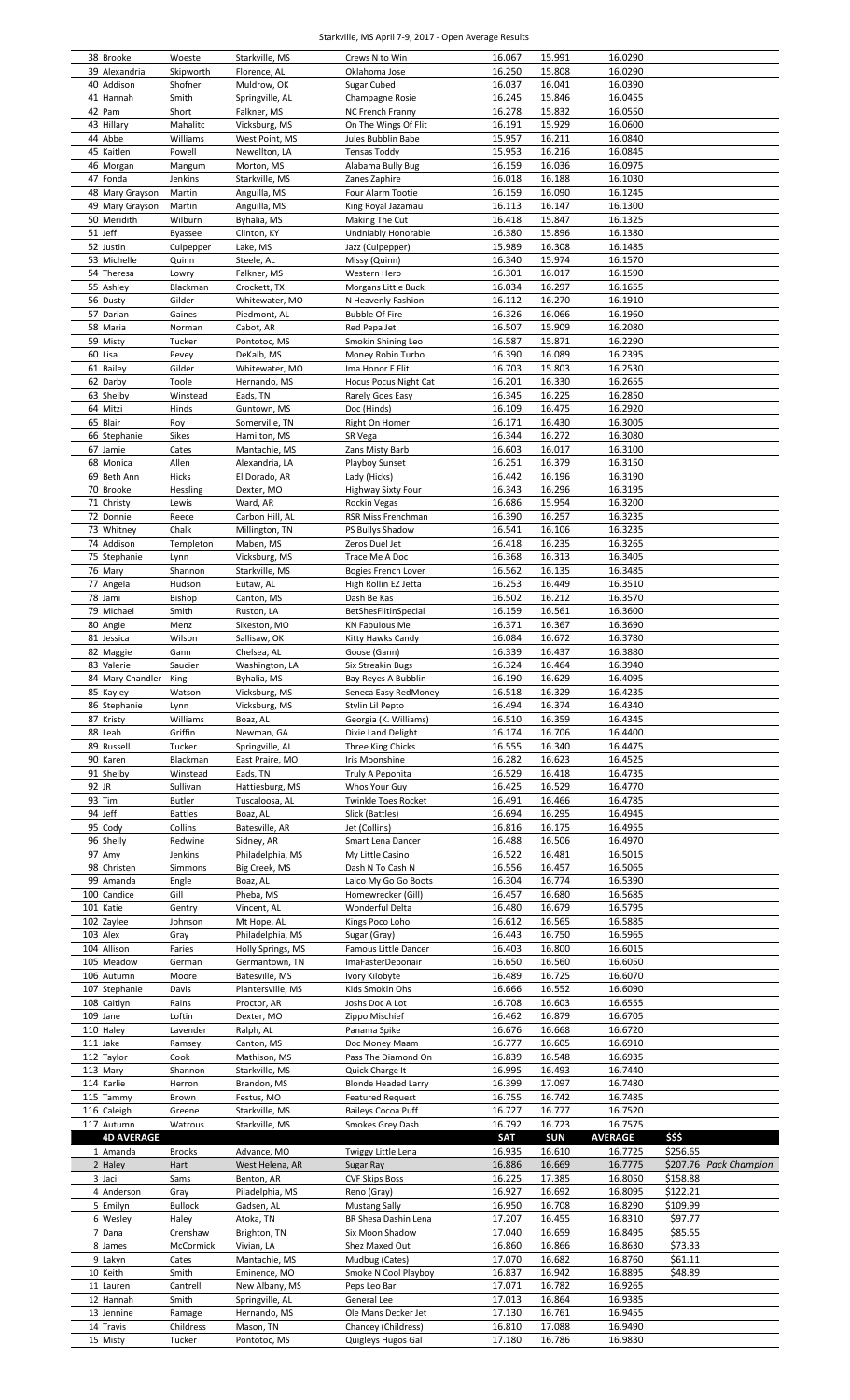Starkville, MS April 7-9, 2017 - Open Average Results

| | | | | | | | |
|---|---|---|---|---|---|---|---|
| 38 Brooke | Woeste | Starkville, MS | Crews N to Win | 16.067 | 15.991 | 16.0290 | |
| 39 Alexandria | Skipworth | Florence, AL | Oklahoma Jose | 16.250 | 15.808 | 16.0290 | |
| 40 Addison | Shofner | Muldrow, OK | Sugar Cubed | 16.037 | 16.041 | 16.0390 | |
| 41 Hannah | Smith | Springville, AL | Champagne Rosie | 16.245 | 15.846 | 16.0455 | |
| 42 Pam | Short | Falkner, MS | NC French Franny | 16.278 | 15.832 | 16.0550 | |
| 43 Hillary | Mahalitc | Vicksburg, MS | On The Wings Of Flit | 16.191 | 15.929 | 16.0600 | |
| 44 Abbe | Williams | West Point, MS | Jules Bubblin Babe | 15.957 | 16.211 | 16.0840 | |
| 45 Kaitlen | Powell | Newellton, LA | Tensas Toddy | 15.953 | 16.216 | 16.0845 | |
| 46 Morgan | Mangum | Morton, MS | Alabama Bully Bug | 16.159 | 16.036 | 16.0975 | |
| 47 Fonda | Jenkins | Starkville, MS | Zanes Zaphire | 16.018 | 16.188 | 16.1030 | |
| 48 Mary Grayson | Martin | Anguilla, MS | Four Alarm Tootie | 16.159 | 16.090 | 16.1245 | |
| 49 Mary Grayson | Martin | Anguilla, MS | King Royal Jazamau | 16.113 | 16.147 | 16.1300 | |
| 50 Meridith | Wilburn | Byhalia, MS | Making The Cut | 16.418 | 15.847 | 16.1325 | |
| 51 Jeff | Byassee | Clinton, KY | Undniably Honorable | 16.380 | 15.896 | 16.1380 | |
| 52 Justin | Culpepper | Lake, MS | Jazz (Culpepper) | 15.989 | 16.308 | 16.1485 | |
| 53 Michelle | Quinn | Steele, AL | Missy (Quinn) | 16.340 | 15.974 | 16.1570 | |
| 54 Theresa | Lowry | Falkner, MS | Western Hero | 16.301 | 16.017 | 16.1590 | |
| 55 Ashley | Blackman | Crockett, TX | Morgans Little Buck | 16.034 | 16.297 | 16.1655 | |
| 56 Dusty | Gilder | Whitewater, MO | N Heavenly Fashion | 16.112 | 16.270 | 16.1910 | |
| 57 Darian | Gaines | Piedmont, AL | Bubble Of Fire | 16.326 | 16.066 | 16.1960 | |
| 58 Maria | Norman | Cabot, AR | Red Pepa Jet | 16.507 | 15.909 | 16.2080 | |
| 59 Misty | Tucker | Pontotoc, MS | Smokin Shining Leo | 16.587 | 15.871 | 16.2290 | |
| 60 Lisa | Pevey | DeKalb, MS | Money Robin Turbo | 16.390 | 16.089 | 16.2395 | |
| 61 Bailey | Gilder | Whitewater, MO | Ima Honor E Flit | 16.703 | 15.803 | 16.2530 | |
| 62 Darby | Toole | Hernando, MS | Hocus Pocus Night Cat | 16.201 | 16.330 | 16.2655 | |
| 63 Shelby | Winstead | Eads, TN | Rarely Goes Easy | 16.345 | 16.225 | 16.2850 | |
| 64 Mitzi | Hinds | Guntown, MS | Doc (Hinds) | 16.109 | 16.475 | 16.2920 | |
| 65 Blair | Roy | Somerville, TN | Right On Homer | 16.171 | 16.430 | 16.3005 | |
| 66 Stephanie | Sikes | Hamilton, MS | SR Vega | 16.344 | 16.272 | 16.3080 | |
| 67 Jamie | Cates | Mantachie, MS | Zans Misty Barb | 16.603 | 16.017 | 16.3100 | |
| 68 Monica | Allen | Alexandria, LA | Playboy Sunset | 16.251 | 16.379 | 16.3150 | |
| 69 Beth Ann | Hicks | El Dorado, AR | Lady (Hicks) | 16.442 | 16.196 | 16.3190 | |
| 70 Brooke | Hessling | Dexter, MO | Highway Sixty Four | 16.343 | 16.296 | 16.3195 | |
| 71 Christy | Lewis | Ward, AR | Rockin Vegas | 16.686 | 15.954 | 16.3200 | |
| 72 Donnie | Reece | Carbon Hill, AL | RSR Miss Frenchman | 16.390 | 16.257 | 16.3235 | |
| 73 Whitney | Chalk | Millington, TN | PS Bullys Shadow | 16.541 | 16.106 | 16.3235 | |
| 74 Addison | Templeton | Maben, MS | Zeros Duel Jet | 16.418 | 16.235 | 16.3265 | |
| 75 Stephanie | Lynn | Vicksburg, MS | Trace Me A Doc | 16.368 | 16.313 | 16.3405 | |
| 76 Mary | Shannon | Starkville, MS | Bogies French Lover | 16.562 | 16.135 | 16.3485 | |
| 77 Angela | Hudson | Eutaw, AL | High Rollin EZ Jetta | 16.253 | 16.449 | 16.3510 | |
| 78 Jami | Bishop | Canton, MS | Dash Be Kas | 16.502 | 16.212 | 16.3570 | |
| 79 Michael | Smith | Ruston, LA | BetShesFlitinSpecial | 16.159 | 16.561 | 16.3600 | |
| 80 Angie | Menz | Sikeston, MO | KN Fabulous Me | 16.371 | 16.367 | 16.3690 | |
| 81 Jessica | Wilson | Sallisaw, OK | Kitty Hawks Candy | 16.084 | 16.672 | 16.3780 | |
| 82 Maggie | Gann | Chelsea, AL | Goose (Gann) | 16.339 | 16.437 | 16.3880 | |
| 83 Valerie | Saucier | Washington, LA | Six Streakin Bugs | 16.324 | 16.464 | 16.3940 | |
| 84 Mary Chandler | King | Byhalia, MS | Bay Reyes A Bubblin | 16.190 | 16.629 | 16.4095 | |
| 85 Kayley | Watson | Vicksburg, MS | Seneca Easy RedMoney | 16.518 | 16.329 | 16.4235 | |
| 86 Stephanie | Lynn | Vicksburg, MS | Stylin Lil Pepto | 16.494 | 16.374 | 16.4340 | |
| 87 Kristy | Williams | Boaz, AL | Georgia (K. Williams) | 16.510 | 16.359 | 16.4345 | |
| 88 Leah | Griffin | Newman, GA | Dixie Land Delight | 16.174 | 16.706 | 16.4400 | |
| 89 Russell | Tucker | Springville, AL | Three King Chicks | 16.555 | 16.340 | 16.4475 | |
| 90 Karen | Blackman | East Praire, MO | Iris Moonshine | 16.282 | 16.623 | 16.4525 | |
| 91 Shelby | Winstead | Eads, TN | Truly A Peponita | 16.529 | 16.418 | 16.4735 | |
| 92 JR | Sullivan | Hattiesburg, MS | Whos Your Guy | 16.425 | 16.529 | 16.4770 | |
| 93 Tim | Butler | Tuscaloosa, AL | Twinkle Toes Rocket | 16.491 | 16.466 | 16.4785 | |
| 94 Jeff | Battles | Boaz, AL | Slick (Battles) | 16.694 | 16.295 | 16.4945 | |
| 95 Cody | Collins | Batesville, AR | Jet (Collins) | 16.816 | 16.175 | 16.4955 | |
| 96 Shelly | Redwine | Sidney, AR | Smart Lena Dancer | 16.488 | 16.506 | 16.4970 | |
| 97 Amy | Jenkins | Philadelphia, MS | My Little Casino | 16.522 | 16.481 | 16.5015 | |
| 98 Christen | Simmons | Big Creek, MS | Dash N To Cash N | 16.556 | 16.457 | 16.5065 | |
| 99 Amanda | Engle | Boaz, AL | Laico My Go Go Boots | 16.304 | 16.774 | 16.5390 | |
| 100 Candice | Gill | Pheba, MS | Homewrecker (Gill) | 16.457 | 16.680 | 16.5685 | |
| 101 Katie | Gentry | Vincent, AL | Wonderful Delta | 16.480 | 16.679 | 16.5795 | |
| 102 Zaylee | Johnson | Mt Hope, AL | Kings Poco Loho | 16.612 | 16.565 | 16.5885 | |
| 103 Alex | Gray | Philadelphia, MS | Sugar (Gray) | 16.443 | 16.750 | 16.5965 | |
| 104 Allison | Faries | Holly Springs, MS | Famous Little Dancer | 16.403 | 16.800 | 16.6015 | |
| 105 Meadow | German | Germantown, TN | ImaFasterDebonair | 16.650 | 16.560 | 16.6050 | |
| 106 Autumn | Moore | Batesville, MS | Ivory Kilobyte | 16.489 | 16.725 | 16.6070 | |
| 107 Stephanie | Davis | Plantersville, MS | Kids Smokin Ohs | 16.666 | 16.552 | 16.6090 | |
| 108 Caitlyn | Rains | Proctor, AR | Joshs Doc A Lot | 16.708 | 16.603 | 16.6555 | |
| 109 Jane | Loftin | Dexter, MO | Zippo Mischief | 16.462 | 16.879 | 16.6705 | |
| 110 Haley | Lavender | Ralph, AL | Panama Spike | 16.676 | 16.668 | 16.6720 | |
| 111 Jake | Ramsey | Canton, MS | Doc Money Maam | 16.777 | 16.605 | 16.6910 | |
| 112 Taylor | Cook | Mathison, MS | Pass The Diamond On | 16.839 | 16.548 | 16.6935 | |
| 113 Mary | Shannon | Starkville, MS | Quick Charge It | 16.995 | 16.493 | 16.7440 | |
| 114 Karlie | Herron | Brandon, MS | Blonde Headed Larry | 16.399 | 17.097 | 16.7480 | |
| 115 Tammy | Brown | Festus, MO | Featured Request | 16.755 | 16.742 | 16.7485 | |
| 116 Caleigh | Greene | Starkville, MS | Baileys Cocoa Puff | 16.727 | 16.777 | 16.7520 | |
| 117 Autumn | Watrous | Starkville, MS | Smokes Grey Dash | 16.792 | 16.723 | 16.7575 | |
| **4D AVERAGE** | | | | **SAT** | **SUN** | **AVERAGE** | **$$$** |
| 1 Amanda | Brooks | Advance, MO | Twiggy Little Lena | 16.935 | 16.610 | 16.7725 | $256.65 |
| 2 Haley | Hart | West Helena, AR | Sugar Ray | 16.886 | 16.669 | 16.7775 | $207.76 *Pack Champion* |
| 3 Jaci | Sams | Benton, AR | CVF Skips Boss | 16.225 | 17.385 | 16.8050 | $158.88 |
| 4 Anderson | Gray | Piladelphia, MS | Reno (Gray) | 16.927 | 16.692 | 16.8095 | $122.21 |
| 5 Emilyn | Bullock | Gadsen, AL | Mustang Sally | 16.950 | 16.708 | 16.8290 | $109.99 |
| 6 Wesley | Haley | Atoka, TN | BR Shesa Dashin Lena | 17.207 | 16.455 | 16.8310 | $97.77 |
| 7 Dana | Crenshaw | Brighton, TN | Six Moon Shadow | 17.040 | 16.659 | 16.8495 | $85.55 |
| 8 James | McCormick | Vivian, LA | Shez Maxed Out | 16.860 | 16.866 | 16.8630 | $73.33 |
| 9 Lakyn | Cates | Mantachie, MS | Mudbug (Cates) | 17.070 | 16.682 | 16.8760 | $61.11 |
| 10 Keith | Smith | Eminence, MO | Smoke N Cool Playboy | 16.837 | 16.942 | 16.8895 | $48.89 |
| 11 Lauren | Cantrell | New Albany, MS | Peps Leo Bar | 17.071 | 16.782 | 16.9265 | |
| 12 Hannah | Smith | Springville, AL | General Lee | 17.013 | 16.864 | 16.9385 | |
| 13 Jennine | Ramage | Hernando, MS | Ole Mans Decker Jet | 17.130 | 16.761 | 16.9455 | |
| 14 Travis | Childress | Mason, TN | Chancey (Childress) | 16.810 | 17.088 | 16.9490 | |
| 15 Misty | Tucker | Pontotoc, MS | Quigleys Hugos Gal | 17.180 | 16.786 | 16.9830 | |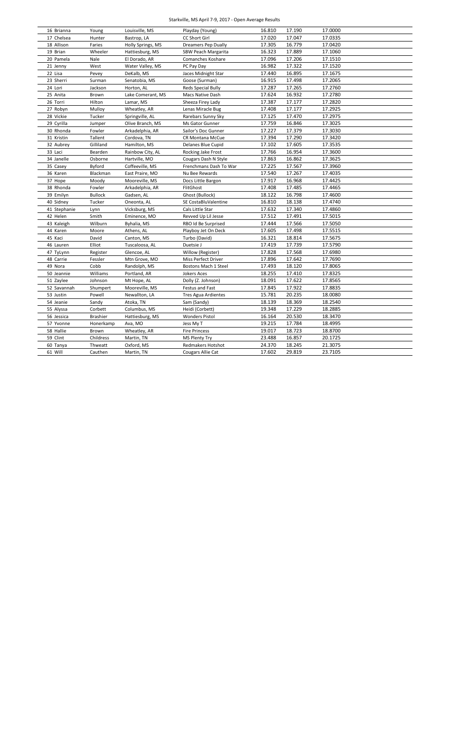Starkville, MS April 7-9, 2017 - Open Average Results

| | | | | | | | |
|---|---|---|---|---|---|---|---|
| 16 | Brianna | Young | Louisville, MS | Playday (Young) | 16.810 | 17.190 | 17.0000 |
| 17 | Chelsea | Hunter | Bastrop, LA | CC Short Girl | 17.020 | 17.047 | 17.0335 |
| 18 | Allison | Faries | Holly Springs, MS | Dreamers Pep Dually | 17.305 | 16.779 | 17.0420 |
| 19 | Brian | Wheeler | Hattiesburg, MS | SBW Peach Margarita | 16.323 | 17.889 | 17.1060 |
| 20 | Pamela | Nale | El Dorado, AR | Comanches Koshare | 17.096 | 17.206 | 17.1510 |
| 21 | Jenny | West | Water Valley, MS | PC Pay Day | 16.982 | 17.322 | 17.1520 |
| 22 | Lisa | Pevey | DeKalb, MS | Jaces Midnight Star | 17.440 | 16.895 | 17.1675 |
| 23 | Sherri | Surman | Senatobia, MS | Goose (Surman) | 16.915 | 17.498 | 17.2065 |
| 24 | Lori | Jackson | Horton, AL | Reds Special Bully | 17.287 | 17.265 | 17.2760 |
| 25 | Anita | Brown | Lake Comerant, MS | Macs Native Dash | 17.624 | 16.932 | 17.2780 |
| 26 | Torri | Hilton | Lamar, MS | Sheeza Firey Lady | 17.387 | 17.177 | 17.2820 |
| 27 | Robyn | Mulloy | Wheatley, AR | Lenas Miracle Bug | 17.408 | 17.177 | 17.2925 |
| 28 | Vickie | Tucker | Springville, AL | Rarebars Sunny Sky | 17.125 | 17.470 | 17.2975 |
| 29 | Cyrilla | Jumper | Olive Branch, MS | Ms Gator Gunner | 17.759 | 16.846 | 17.3025 |
| 30 | Rhonda | Fowler | Arkadelphia, AR | Sailor's Doc Gunner | 17.227 | 17.379 | 17.3030 |
| 31 | Kristin | Tallent | Cordova, TN | CR Montana McCue | 17.394 | 17.290 | 17.3420 |
| 32 | Aubrey | Gilliland | Hamilton, MS | Delanes Blue Cupid | 17.102 | 17.605 | 17.3535 |
| 33 | Laci | Bearden | Rainbow City, AL | Rocking Jake Frost | 17.766 | 16.954 | 17.3600 |
| 34 | Janelle | Osborne | Hartville, MO | Cougars Dash N Style | 17.863 | 16.862 | 17.3625 |
| 35 | Casey | Byford | Coffeeville, MS | Frenchmans Dash To War | 17.225 | 17.567 | 17.3960 |
| 36 | Karen | Blackman | East Praire, MO | Nu Bee Rewards | 17.540 | 17.267 | 17.4035 |
| 37 | Hope | Moody | Mooreville, MS | Docs Little Bargon | 17.917 | 16.968 | 17.4425 |
| 38 | Rhonda | Fowler | Arkadelphia, AR | FlitGhost | 17.408 | 17.485 | 17.4465 |
| 39 | Emilyn | Bullock | Gadsen, AL | Ghost (Bullock) | 18.122 | 16.798 | 17.4600 |
| 40 | Sidney | Tucker | Oneonta, AL | SE CostaBluValentine | 16.810 | 18.138 | 17.4740 |
| 41 | Stephanie | Lynn | Vicksburg, MS | Cals Little Star | 17.632 | 17.340 | 17.4860 |
| 42 | Helen | Smith | Eminence, MO | Revved Up Lil Jesse | 17.512 | 17.491 | 17.5015 |
| 43 | Kaleigh | Wilburn | Byhalia, MS | RBO Id Be Surprised | 17.444 | 17.566 | 17.5050 |
| 44 | Karen | Moore | Athens, AL | Playboy Jet On Deck | 17.605 | 17.498 | 17.5515 |
| 45 | Kaci | David | Canton, MS | Turbo (David) | 16.321 | 18.814 | 17.5675 |
| 46 | Lauren | Elliot | Tuscaloosa, AL | Duetsie J | 17.419 | 17.739 | 17.5790 |
| 47 | TyLynn | Register | Glencoe, AL | Willow (Register) | 17.828 | 17.568 | 17.6980 |
| 48 | Carrie | Fessler | Mtn Grove, MO | Miss Perfect Driver | 17.896 | 17.642 | 17.7690 |
| 49 | Nora | Cobb | Randolph, MS | Bostons Mach 1 Steel | 17.493 | 18.120 | 17.8065 |
| 50 | Jeannie | Williams | Portland, AR | Jokers Aces | 18.255 | 17.410 | 17.8325 |
| 51 | Zaylee | Johnson | Mt Hope, AL | Dolly (Z. Johnson) | 18.091 | 17.622 | 17.8565 |
| 52 | Savannah | Shumpert | Mooreville, MS | Festus and Fast | 17.845 | 17.922 | 17.8835 |
| 53 | Justin | Powell | Newallton, LA | Tres Agua Ardientes | 15.781 | 20.235 | 18.0080 |
| 54 | Jeanie | Sandy | Atoka, TN | Sam (Sandy) | 18.139 | 18.369 | 18.2540 |
| 55 | Alyssa | Corbett | Columbus, MS | Heidi (Corbett) | 19.348 | 17.229 | 18.2885 |
| 56 | Jessica | Brashier | Hattiesburg, MS | Wonders Pistol | 16.164 | 20.530 | 18.3470 |
| 57 | Yvonne | Honerkamp | Ava, MO | Jess My T | 19.215 | 17.784 | 18.4995 |
| 58 | Hallie | Brown | Wheatley, AR | Fire Princess | 19.017 | 18.723 | 18.8700 |
| 59 | Clint | Childress | Martin, TN | MS Plenty Try | 23.488 | 16.857 | 20.1725 |
| 60 | Tanya | Thweatt | Oxford, MS | Redmakers Hotshot | 24.370 | 18.245 | 21.3075 |
| 61 | Will | Cauthen | Martin, TN | Cougars Allie Cat | 17.602 | 29.819 | 23.7105 |